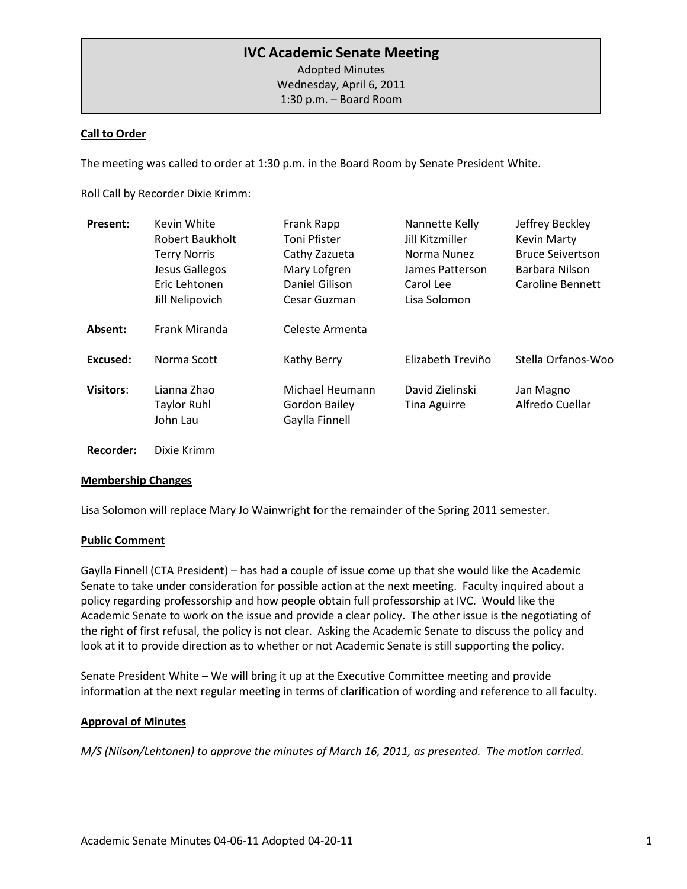# IVC Academic Senate Meeting

Adopted Minutes
Wednesday, April 6, 2011
1:30 p.m. – Board Room

**Call to Order**

The meeting was called to order at 1:30 p.m. in the Board Room by Senate President White.

Roll Call by Recorder Dixie Krimm:

| | | | | |
|---|---|---|---|---|
| **Present:** | Kevin White | Frank Rapp | Nannette Kelly | Jeffrey Beckley |
| | Robert Baukholt | Toni Pfister | Jill Kitzmiller | Kevin Marty |
| | Terry Norris | Cathy Zazueta | Norma Nunez | Bruce Seivertson |
| | Jesus Gallegos | Mary Lofgren | James Patterson | Barbara Nilson |
| | Eric Lehtonen | Daniel Gilison | Carol Lee | Caroline Bennett |
| | Jill Nelipovich | Cesar Guzman | Lisa Solomon | |
| **Absent:** | Frank Miranda | Celeste Armenta | | |
| **Excused:** | Norma Scott | Kathy Berry | Elizabeth Treviño | Stella Orfanos-Woo |
| **Visitors:** | Lianna Zhao | Michael Heumann | David Zielinski | Jan Magno |
| | Taylor Ruhl | Gordon Bailey | Tina Aguirre | Alfredo Cuellar |
| | John Lau | Gaylla Finnell | | |
| **Recorder:** | Dixie Krimm | | | |

**Membership Changes**

Lisa Solomon will replace Mary Jo Wainwright for the remainder of the Spring 2011 semester.

**Public Comment**

Gaylla Finnell (CTA President) – has had a couple of issue come up that she would like the Academic Senate to take under consideration for possible action at the next meeting. Faculty inquired about a policy regarding professorship and how people obtain full professorship at IVC. Would like the Academic Senate to work on the issue and provide a clear policy. The other issue is the negotiating of the right of first refusal, the policy is not clear. Asking the Academic Senate to discuss the policy and look at it to provide direction as to whether or not Academic Senate is still supporting the policy.

Senate President White – We will bring it up at the Executive Committee meeting and provide information at the next regular meeting in terms of clarification of wording and reference to all faculty.

**Approval of Minutes**

*M/S (Nilson/Lehtonen) to approve the minutes of March 16, 2011, as presented. The motion carried.*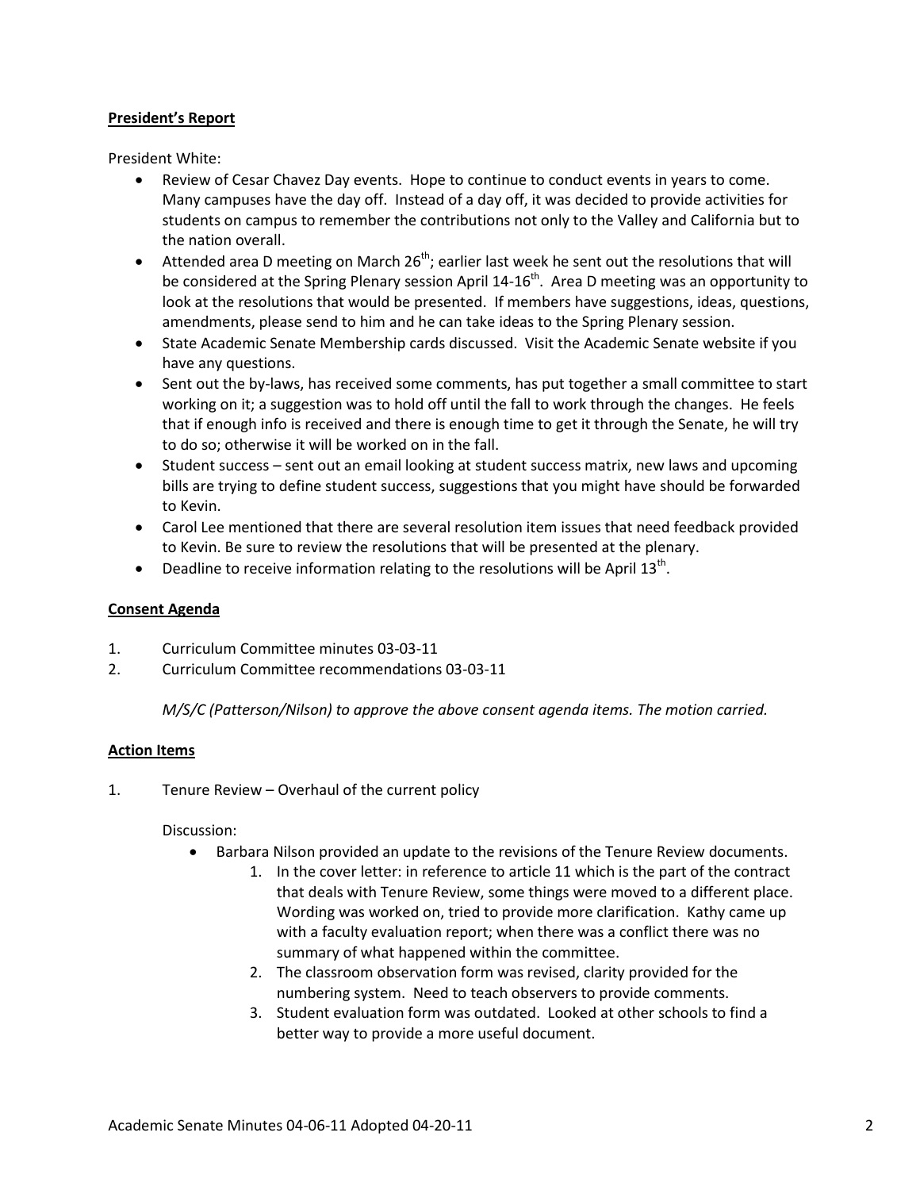**President's Report**

President White:

- Review of Cesar Chavez Day events. Hope to continue to conduct events in years to come. Many campuses have the day off. Instead of a day off, it was decided to provide activities for students on campus to remember the contributions not only to the Valley and California but to the nation overall.
- Attended area D meeting on March 26th; earlier last week he sent out the resolutions that will be considered at the Spring Plenary session April 14-16th. Area D meeting was an opportunity to look at the resolutions that would be presented. If members have suggestions, ideas, questions, amendments, please send to him and he can take ideas to the Spring Plenary session.
- State Academic Senate Membership cards discussed. Visit the Academic Senate website if you have any questions.
- Sent out the by-laws, has received some comments, has put together a small committee to start working on it; a suggestion was to hold off until the fall to work through the changes. He feels that if enough info is received and there is enough time to get it through the Senate, he will try to do so; otherwise it will be worked on in the fall.
- Student success – sent out an email looking at student success matrix, new laws and upcoming bills are trying to define student success, suggestions that you might have should be forwarded to Kevin.
- Carol Lee mentioned that there are several resolution item issues that need feedback provided to Kevin. Be sure to review the resolutions that will be presented at the plenary.
- Deadline to receive information relating to the resolutions will be April 13th.

**Consent Agenda**

1. Curriculum Committee minutes 03-03-11
2. Curriculum Committee recommendations 03-03-11

*M/S/C (Patterson/Nilson) to approve the above consent agenda items. The motion carried.*

**Action Items**

1. Tenure Review – Overhaul of the current policy

   Discussion:

   - Barbara Nilson provided an update to the revisions of the Tenure Review documents.
     1. In the cover letter: in reference to article 11 which is the part of the contract that deals with Tenure Review, some things were moved to a different place. Wording was worked on, tried to provide more clarification. Kathy came up with a faculty evaluation report; when there was a conflict there was no summary of what happened within the committee.
     2. The classroom observation form was revised, clarity provided for the numbering system. Need to teach observers to provide comments.
     3. Student evaluation form was outdated. Looked at other schools to find a better way to provide a more useful document.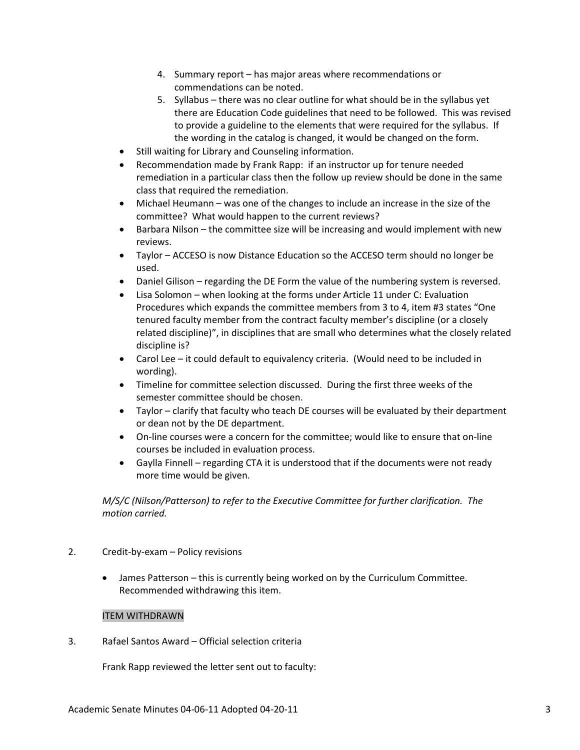4. Summary report – has major areas where recommendations or commendations can be noted.
5. Syllabus – there was no clear outline for what should be in the syllabus yet there are Education Code guidelines that need to be followed. This was revised to provide a guideline to the elements that were required for the syllabus. If the wording in the catalog is changed, it would be changed on the form.

- Still waiting for Library and Counseling information.
- Recommendation made by Frank Rapp: if an instructor up for tenure needed remediation in a particular class then the follow up review should be done in the same class that required the remediation.
- Michael Heumann – was one of the changes to include an increase in the size of the committee? What would happen to the current reviews?
- Barbara Nilson – the committee size will be increasing and would implement with new reviews.
- Taylor – ACCESO is now Distance Education so the ACCESO term should no longer be used.
- Daniel Gilison – regarding the DE Form the value of the numbering system is reversed.
- Lisa Solomon – when looking at the forms under Article 11 under C: Evaluation Procedures which expands the committee members from 3 to 4, item #3 states "One tenured faculty member from the contract faculty member's discipline (or a closely related discipline)", in disciplines that are small who determines what the closely related discipline is?
- Carol Lee – it could default to equivalency criteria. (Would need to be included in wording).
- Timeline for committee selection discussed. During the first three weeks of the semester committee should be chosen.
- Taylor – clarify that faculty who teach DE courses will be evaluated by their department or dean not by the DE department.
- On-line courses were a concern for the committee; would like to ensure that on-line courses be included in evaluation process.
- Gaylla Finnell – regarding CTA it is understood that if the documents were not ready more time would be given.

*M/S/C (Nilson/Patterson) to refer to the Executive Committee for further clarification. The motion carried.*

2. Credit-by-exam – Policy revisions

- James Patterson – this is currently being worked on by the Curriculum Committee. Recommended withdrawing this item.

ITEM WITHDRAWN

3. Rafael Santos Award – Official selection criteria

Frank Rapp reviewed the letter sent out to faculty: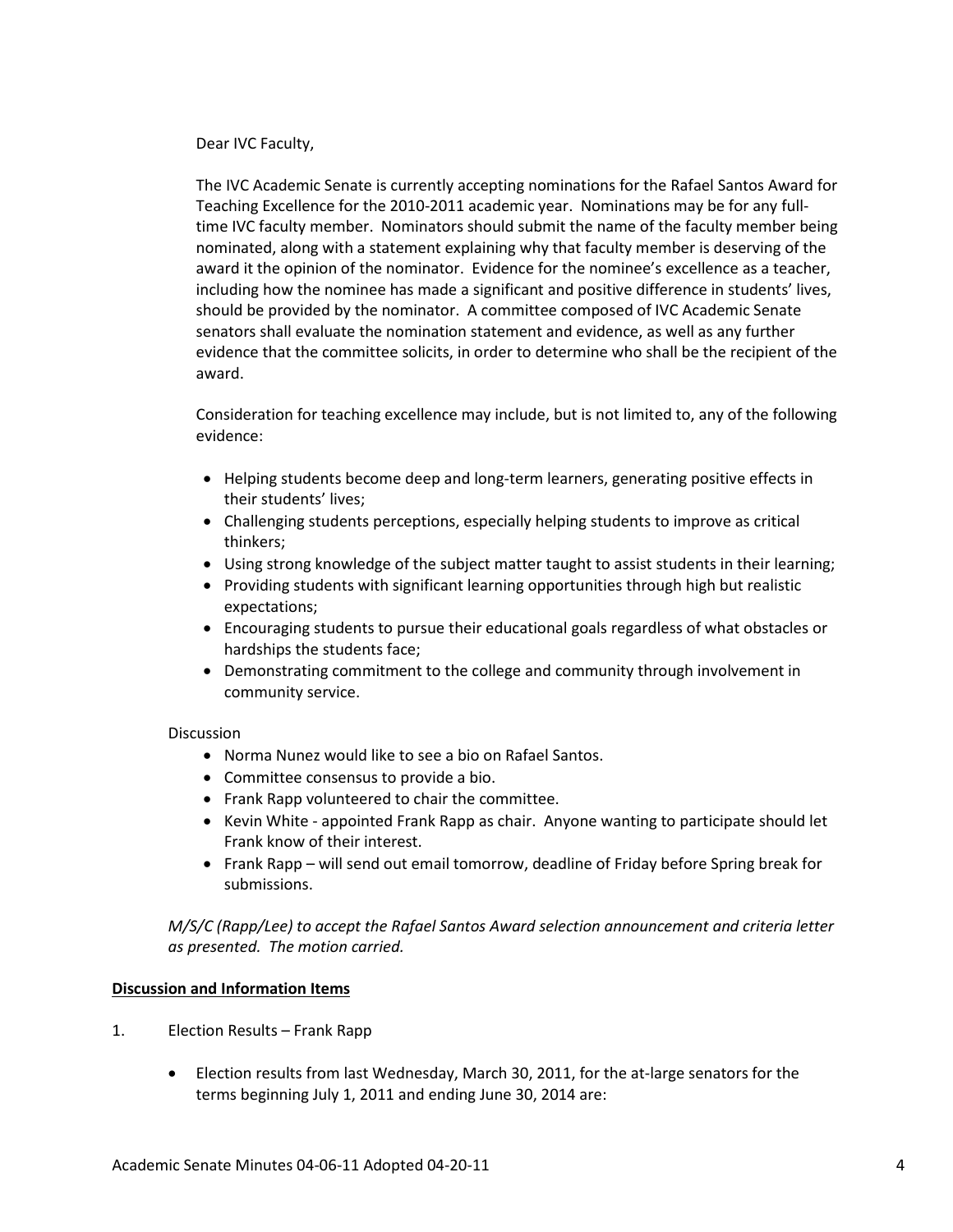Dear IVC Faculty,

The IVC Academic Senate is currently accepting nominations for the Rafael Santos Award for Teaching Excellence for the 2010-2011 academic year. Nominations may be for any full-time IVC faculty member. Nominators should submit the name of the faculty member being nominated, along with a statement explaining why that faculty member is deserving of the award it the opinion of the nominator. Evidence for the nominee's excellence as a teacher, including how the nominee has made a significant and positive difference in students' lives, should be provided by the nominator. A committee composed of IVC Academic Senate senators shall evaluate the nomination statement and evidence, as well as any further evidence that the committee solicits, in order to determine who shall be the recipient of the award.

Consideration for teaching excellence may include, but is not limited to, any of the following evidence:

- Helping students become deep and long-term learners, generating positive effects in their students' lives;
- Challenging students perceptions, especially helping students to improve as critical thinkers;
- Using strong knowledge of the subject matter taught to assist students in their learning;
- Providing students with significant learning opportunities through high but realistic expectations;
- Encouraging students to pursue their educational goals regardless of what obstacles or hardships the students face;
- Demonstrating commitment to the college and community through involvement in community service.

Discussion

- Norma Nunez would like to see a bio on Rafael Santos.
- Committee consensus to provide a bio.
- Frank Rapp volunteered to chair the committee.
- Kevin White - appointed Frank Rapp as chair. Anyone wanting to participate should let Frank know of their interest.
- Frank Rapp – will send out email tomorrow, deadline of Friday before Spring break for submissions.

*M/S/C (Rapp/Lee) to accept the Rafael Santos Award selection announcement and criteria letter as presented. The motion carried.*

**Discussion and Information Items**

1. Election Results – Frank Rapp

   - Election results from last Wednesday, March 30, 2011, for the at-large senators for the terms beginning July 1, 2011 and ending June 30, 2014 are: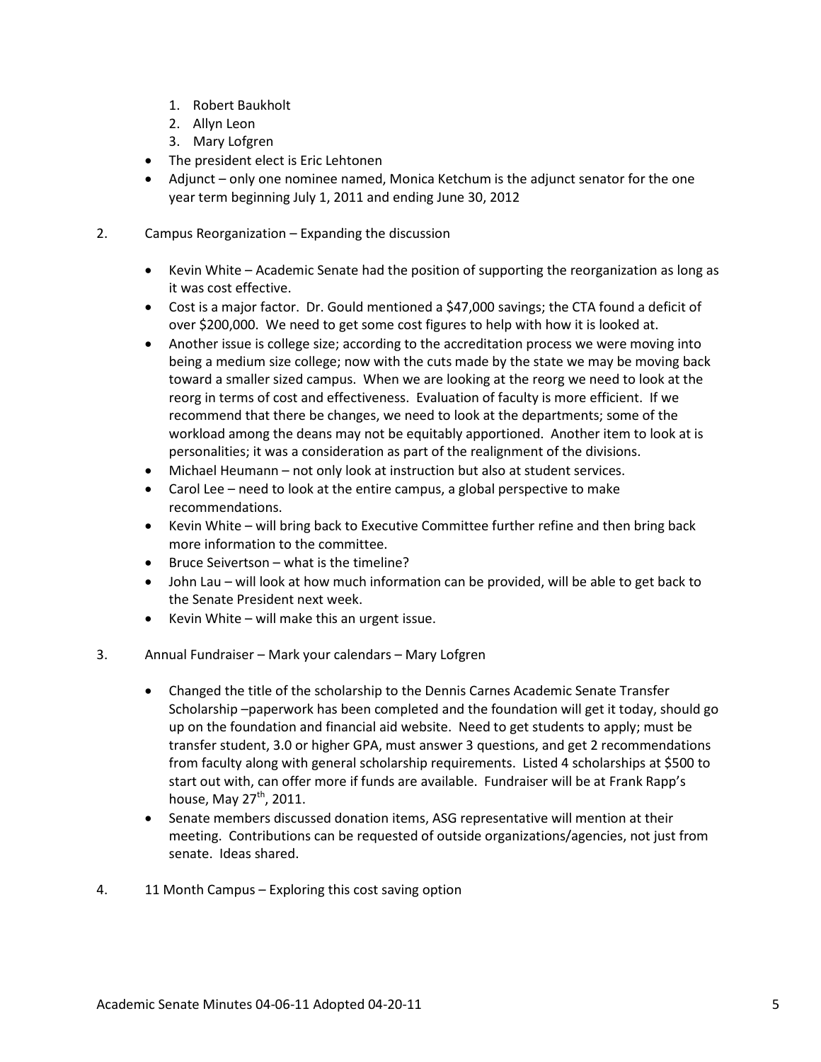1. Robert Baukholt
2. Allyn Leon
3. Mary Lofgren

- The president elect is Eric Lehtonen
- Adjunct – only one nominee named, Monica Ketchum is the adjunct senator for the one year term beginning July 1, 2011 and ending June 30, 2012

2. Campus Reorganization – Expanding the discussion

- Kevin White – Academic Senate had the position of supporting the reorganization as long as it was cost effective.
- Cost is a major factor. Dr. Gould mentioned a $47,000 savings; the CTA found a deficit of over $200,000. We need to get some cost figures to help with how it is looked at.
- Another issue is college size; according to the accreditation process we were moving into being a medium size college; now with the cuts made by the state we may be moving back toward a smaller sized campus. When we are looking at the reorg we need to look at the reorg in terms of cost and effectiveness. Evaluation of faculty is more efficient. If we recommend that there be changes, we need to look at the departments; some of the workload among the deans may not be equitably apportioned. Another item to look at is personalities; it was a consideration as part of the realignment of the divisions.
- Michael Heumann – not only look at instruction but also at student services.
- Carol Lee – need to look at the entire campus, a global perspective to make recommendations.
- Kevin White – will bring back to Executive Committee further refine and then bring back more information to the committee.
- Bruce Seivertson – what is the timeline?
- John Lau – will look at how much information can be provided, will be able to get back to the Senate President next week.
- Kevin White – will make this an urgent issue.

3. Annual Fundraiser – Mark your calendars – Mary Lofgren

- Changed the title of the scholarship to the Dennis Carnes Academic Senate Transfer Scholarship –paperwork has been completed and the foundation will get it today, should go up on the foundation and financial aid website. Need to get students to apply; must be transfer student, 3.0 or higher GPA, must answer 3 questions, and get 2 recommendations from faculty along with general scholarship requirements. Listed 4 scholarships at $500 to start out with, can offer more if funds are available. Fundraiser will be at Frank Rapp's house, May 27th, 2011.
- Senate members discussed donation items, ASG representative will mention at their meeting. Contributions can be requested of outside organizations/agencies, not just from senate. Ideas shared.

4. 11 Month Campus – Exploring this cost saving option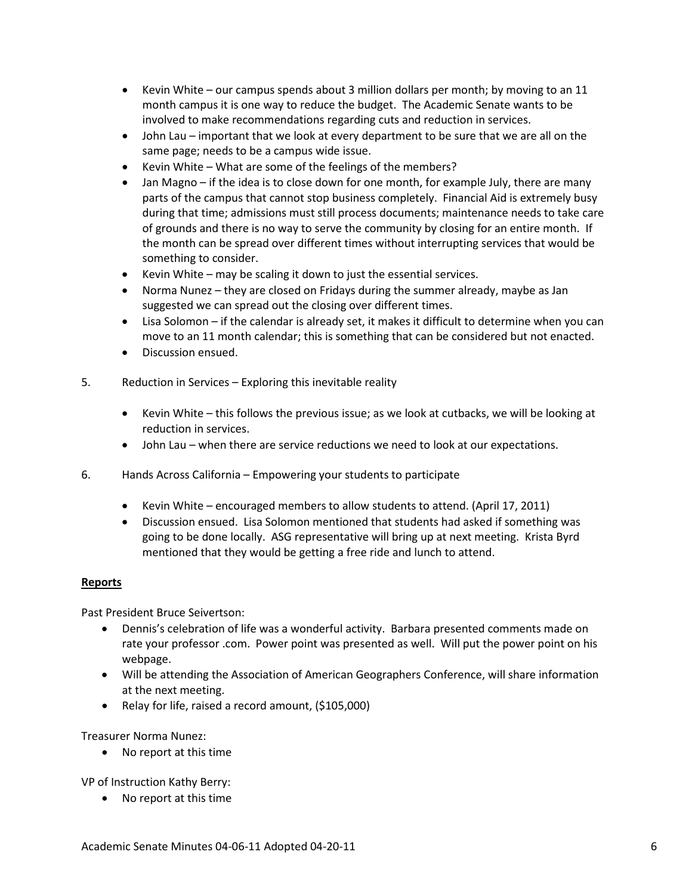- Kevin White – our campus spends about 3 million dollars per month; by moving to an 11 month campus it is one way to reduce the budget. The Academic Senate wants to be involved to make recommendations regarding cuts and reduction in services.
- John Lau – important that we look at every department to be sure that we are all on the same page; needs to be a campus wide issue.
- Kevin White – What are some of the feelings of the members?
- Jan Magno – if the idea is to close down for one month, for example July, there are many parts of the campus that cannot stop business completely. Financial Aid is extremely busy during that time; admissions must still process documents; maintenance needs to take care of grounds and there is no way to serve the community by closing for an entire month. If the month can be spread over different times without interrupting services that would be something to consider.
- Kevin White – may be scaling it down to just the essential services.
- Norma Nunez – they are closed on Fridays during the summer already, maybe as Jan suggested we can spread out the closing over different times.
- Lisa Solomon – if the calendar is already set, it makes it difficult to determine when you can move to an 11 month calendar; this is something that can be considered but not enacted.
- Discussion ensued.

5. Reduction in Services – Exploring this inevitable reality

   - Kevin White – this follows the previous issue; as we look at cutbacks, we will be looking at reduction in services.
   - John Lau – when there are service reductions we need to look at our expectations.

6. Hands Across California – Empowering your students to participate

   - Kevin White – encouraged members to allow students to attend. (April 17, 2011)
   - Discussion ensued. Lisa Solomon mentioned that students had asked if something was going to be done locally. ASG representative will bring up at next meeting. Krista Byrd mentioned that they would be getting a free ride and lunch to attend.

**Reports**

Past President Bruce Seivertson:

- Dennis's celebration of life was a wonderful activity. Barbara presented comments made on rate your professor .com. Power point was presented as well. Will put the power point on his webpage.
- Will be attending the Association of American Geographers Conference, will share information at the next meeting.
- Relay for life, raised a record amount, ($105,000)

Treasurer Norma Nunez:

- No report at this time

VP of Instruction Kathy Berry:

- No report at this time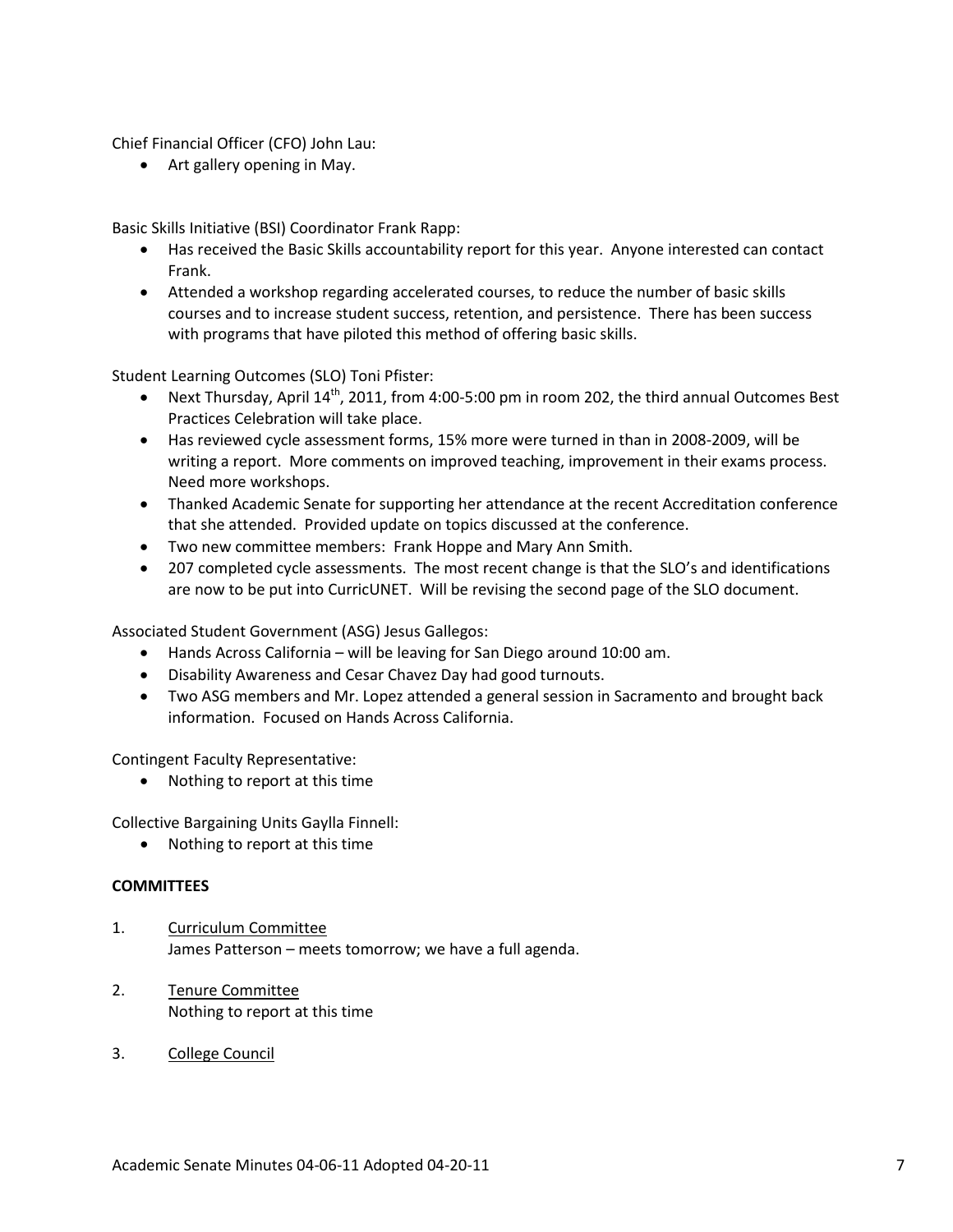Chief Financial Officer (CFO) John Lau:

- Art gallery opening in May.

Basic Skills Initiative (BSI) Coordinator Frank Rapp:

- Has received the Basic Skills accountability report for this year. Anyone interested can contact Frank.
- Attended a workshop regarding accelerated courses, to reduce the number of basic skills courses and to increase student success, retention, and persistence. There has been success with programs that have piloted this method of offering basic skills.

Student Learning Outcomes (SLO) Toni Pfister:

- Next Thursday, April 14th, 2011, from 4:00-5:00 pm in room 202, the third annual Outcomes Best Practices Celebration will take place.
- Has reviewed cycle assessment forms, 15% more were turned in than in 2008-2009, will be writing a report. More comments on improved teaching, improvement in their exams process. Need more workshops.
- Thanked Academic Senate for supporting her attendance at the recent Accreditation conference that she attended. Provided update on topics discussed at the conference.
- Two new committee members: Frank Hoppe and Mary Ann Smith.
- 207 completed cycle assessments. The most recent change is that the SLO's and identifications are now to be put into CurricUNET. Will be revising the second page of the SLO document.

Associated Student Government (ASG) Jesus Gallegos:

- Hands Across California – will be leaving for San Diego around 10:00 am.
- Disability Awareness and Cesar Chavez Day had good turnouts.
- Two ASG members and Mr. Lopez attended a general session in Sacramento and brought back information. Focused on Hands Across California.

Contingent Faculty Representative:

- Nothing to report at this time

Collective Bargaining Units Gaylla Finnell:

- Nothing to report at this time

**COMMITTEES**

1. Curriculum Committee
   James Patterson – meets tomorrow; we have a full agenda.

2. Tenure Committee
   Nothing to report at this time

3. College Council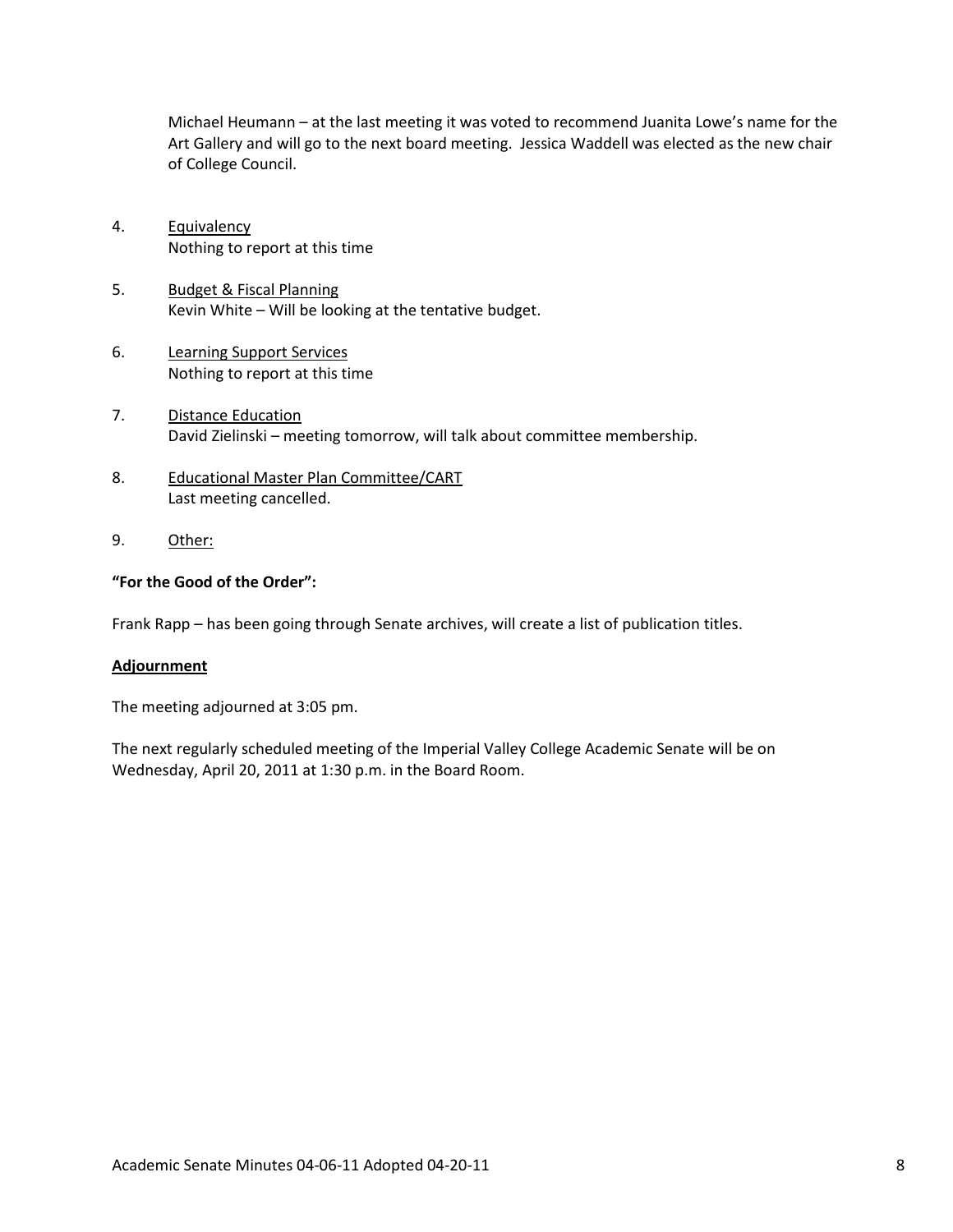Michael Heumann – at the last meeting it was voted to recommend Juanita Lowe's name for the Art Gallery and will go to the next board meeting. Jessica Waddell was elected as the new chair of College Council.

4. Equivalency
   Nothing to report at this time

5. Budget & Fiscal Planning
   Kevin White – Will be looking at the tentative budget.

6. Learning Support Services
   Nothing to report at this time

7. Distance Education
   David Zielinski – meeting tomorrow, will talk about committee membership.

8. Educational Master Plan Committee/CART
   Last meeting cancelled.

9. Other:

**"For the Good of the Order":**

Frank Rapp – has been going through Senate archives, will create a list of publication titles.

**Adjournment**

The meeting adjourned at 3:05 pm.

The next regularly scheduled meeting of the Imperial Valley College Academic Senate will be on Wednesday, April 20, 2011 at 1:30 p.m. in the Board Room.